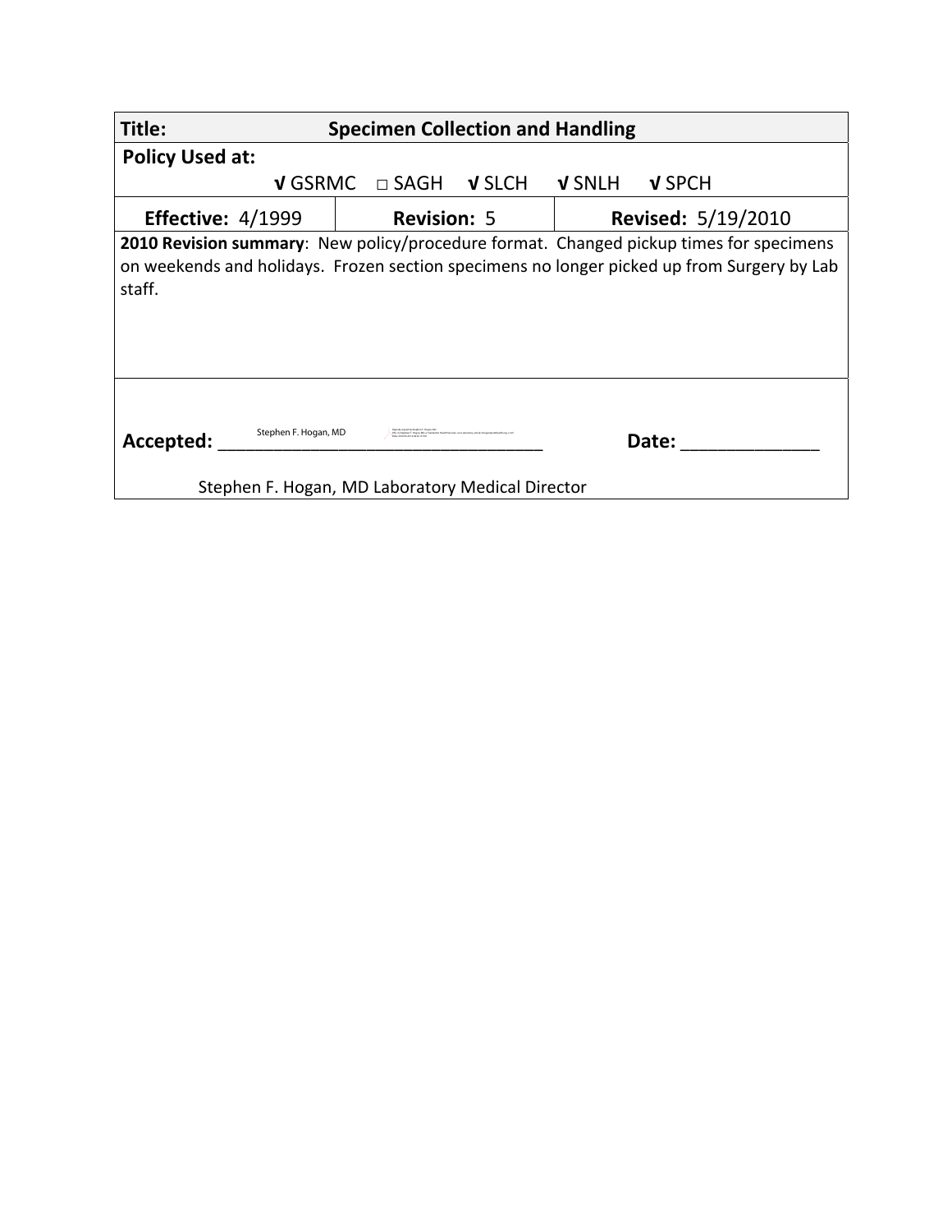| **Title:** | **Specimen Collection and Handling** | |
|---|---|---|
| **Policy Used at:** √ GSRMC □ SAGH √ SLCH √ SNLH √ SPCH | | |
| **Effective:** 4/1999 | **Revision:** 5 | **Revised:** 5/19/2010 |
| **2010 Revision summary**: New policy/procedure format. Changed pickup times for specimens on weekends and holidays. Frozen section specimens no longer picked up from Surgery by Lab staff. | | |
| **Accepted:** Stephen F. Hogan, MD ________________________________ | | **Date:** ______________ |
| Stephen F. Hogan, MD Laboratory Medical Director | | |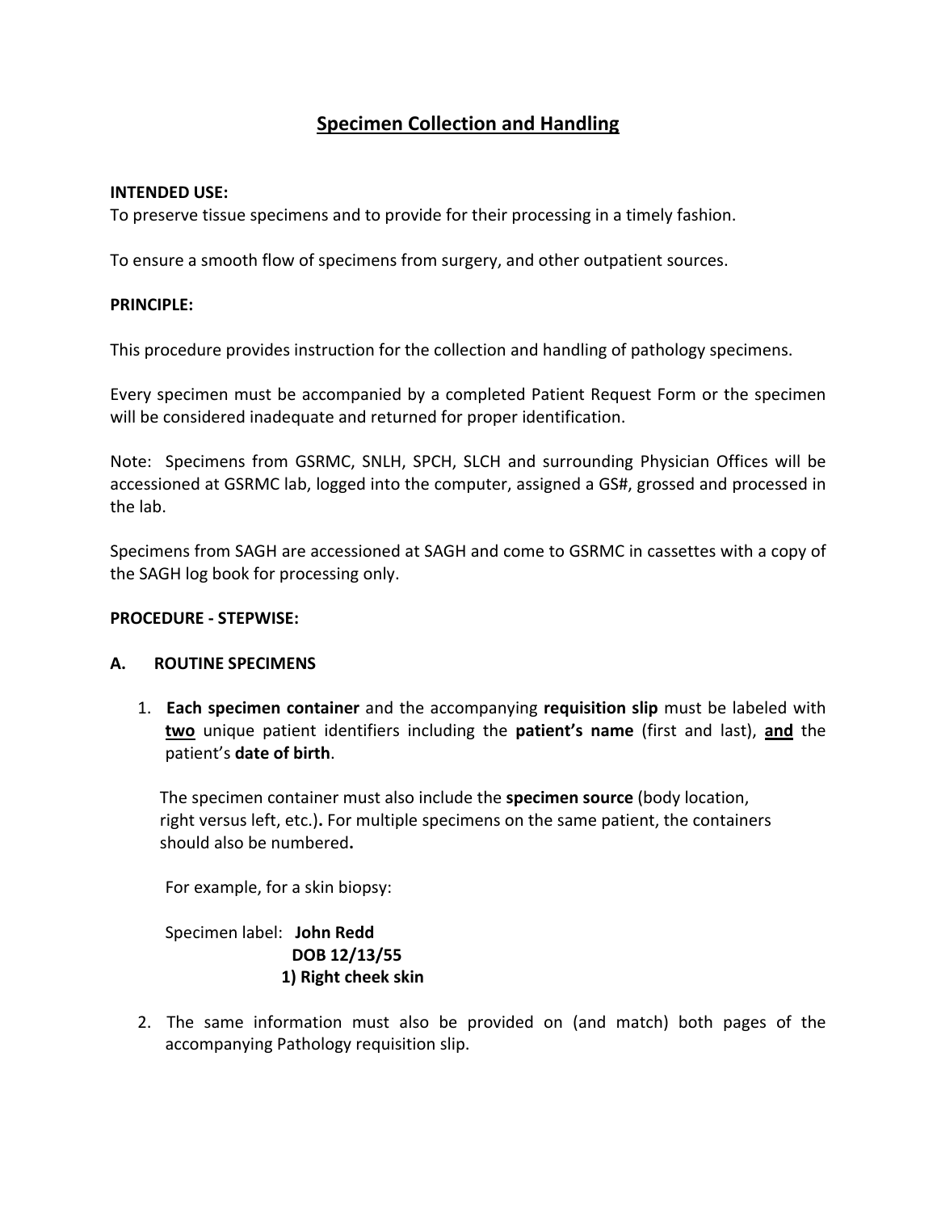## Specimen Collection and Handling

**INTENDED USE:**
To preserve tissue specimens and to provide for their processing in a timely fashion.

To ensure a smooth flow of specimens from surgery, and other outpatient sources.

**PRINCIPLE:**

This procedure provides instruction for the collection and handling of pathology specimens.

Every specimen must be accompanied by a completed Patient Request Form or the specimen will be considered inadequate and returned for proper identification.

Note: Specimens from GSRMC, SNLH, SPCH, SLCH and surrounding Physician Offices will be accessioned at GSRMC lab, logged into the computer, assigned a GS#, grossed and processed in the lab.

Specimens from SAGH are accessioned at SAGH and come to GSRMC in cassettes with a copy of the SAGH log book for processing only.

**PROCEDURE - STEPWISE:**

**A. ROUTINE SPECIMENS**

1. **Each specimen container** and the accompanying **requisition slip** must be labeled with **two** unique patient identifiers including the **patient's name** (first and last), **and** the patient's **date of birth**.

   The specimen container must also include the **specimen source** (body location, right versus left, etc.)**.** For multiple specimens on the same patient, the containers should also be numbered**.**

   For example, for a skin biopsy:

   Specimen label: **John Redd**
   **DOB 12/13/55**
   **1) Right cheek skin**

2. The same information must also be provided on (and match) both pages of the accompanying Pathology requisition slip.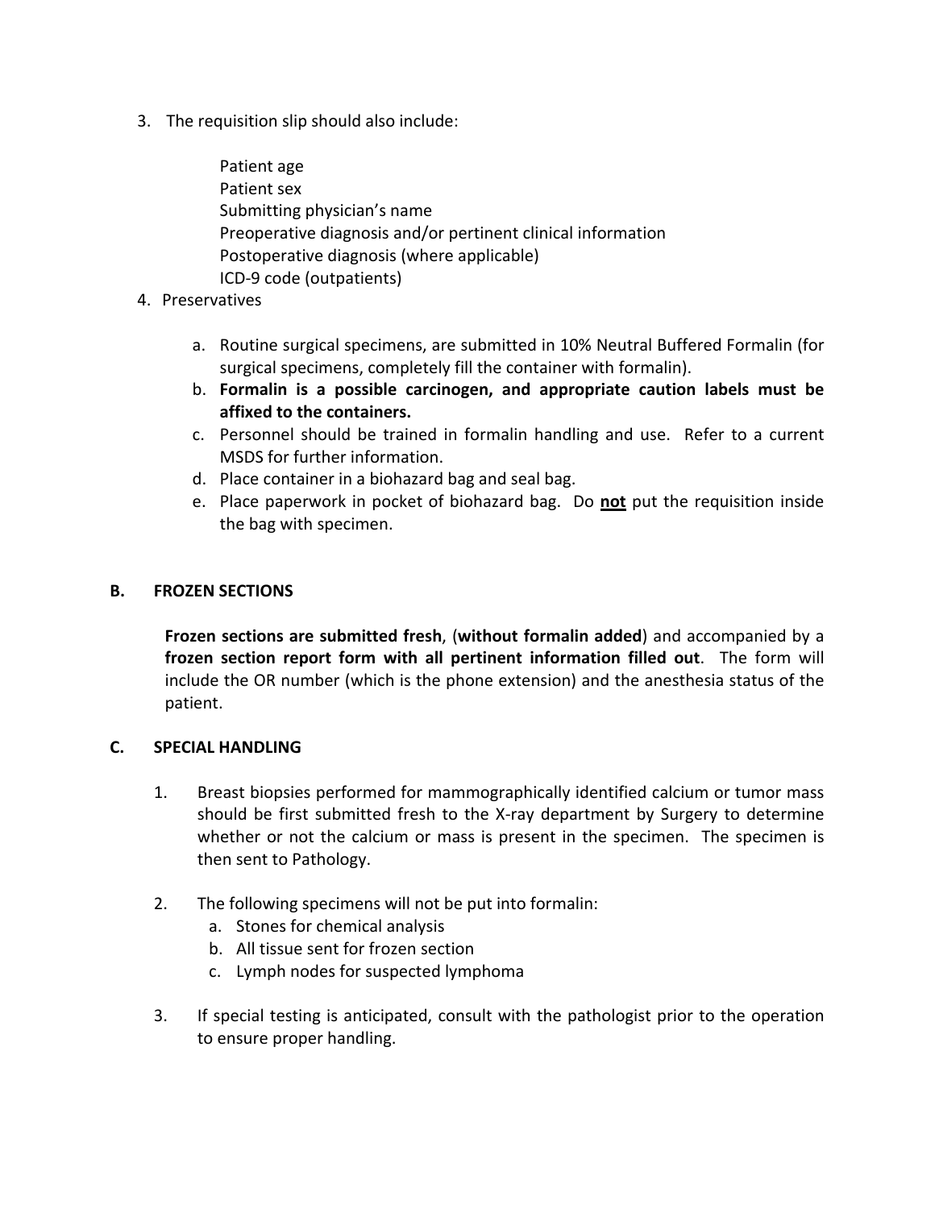3. The requisition slip should also include:

   Patient age
   Patient sex
   Submitting physician's name
   Preoperative diagnosis and/or pertinent clinical information
   Postoperative diagnosis (where applicable)
   ICD-9 code (outpatients)

4. Preservatives

   a. Routine surgical specimens, are submitted in 10% Neutral Buffered Formalin (for surgical specimens, completely fill the container with formalin).
   b. **Formalin is a possible carcinogen, and appropriate caution labels must be affixed to the containers.**
   c. Personnel should be trained in formalin handling and use. Refer to a current MSDS for further information.
   d. Place container in a biohazard bag and seal bag.
   e. Place paperwork in pocket of biohazard bag. Do <u>**not**</u> put the requisition inside the bag with specimen.

## B. FROZEN SECTIONS

**Frozen sections are submitted fresh**, (**without formalin added**) and accompanied by a **frozen section report form with all pertinent information filled out**. The form will include the OR number (which is the phone extension) and the anesthesia status of the patient.

## C. SPECIAL HANDLING

1. Breast biopsies performed for mammographically identified calcium or tumor mass should be first submitted fresh to the X-ray department by Surgery to determine whether or not the calcium or mass is present in the specimen. The specimen is then sent to Pathology.

2. The following specimens will not be put into formalin:
   a. Stones for chemical analysis
   b. All tissue sent for frozen section
   c. Lymph nodes for suspected lymphoma

3. If special testing is anticipated, consult with the pathologist prior to the operation to ensure proper handling.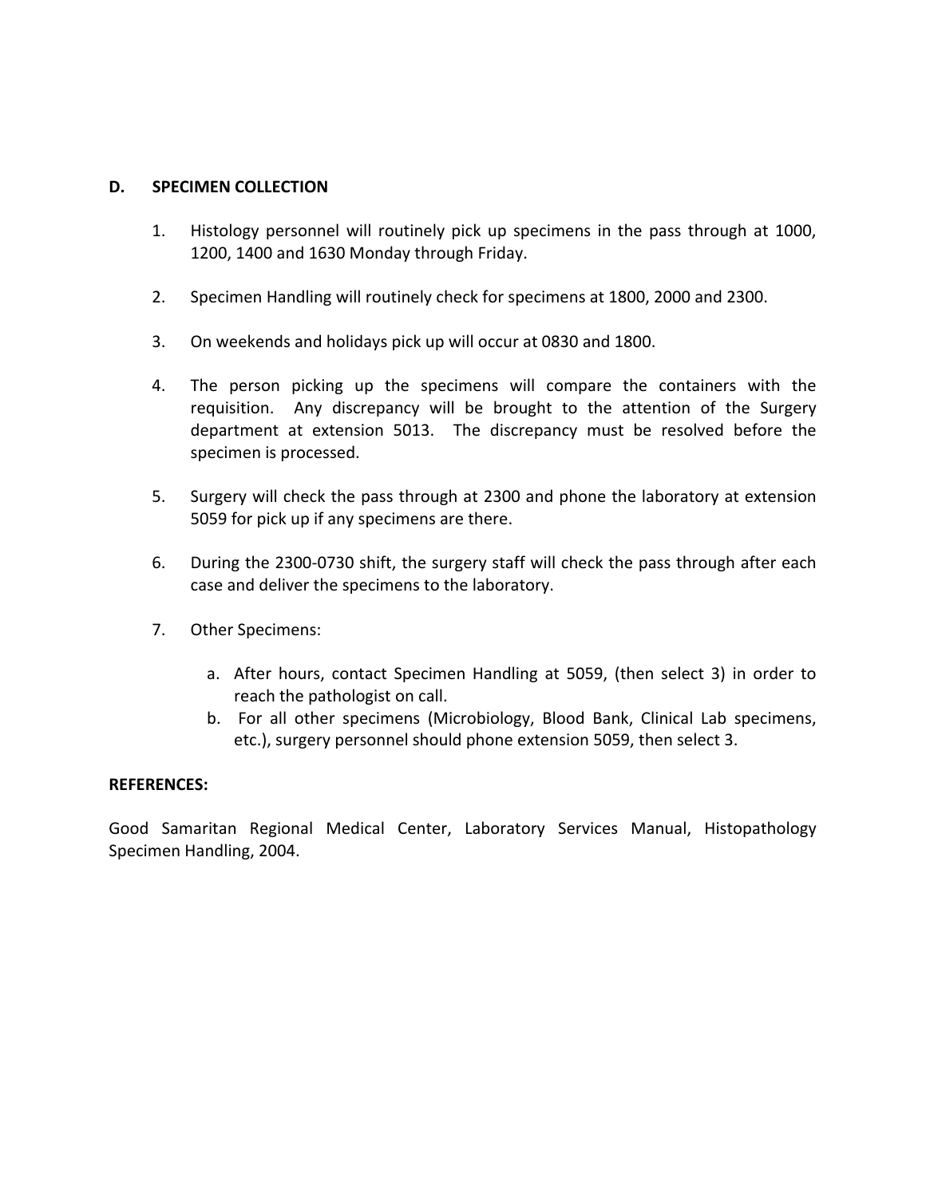## D. SPECIMEN COLLECTION

1. Histology personnel will routinely pick up specimens in the pass through at 1000, 1200, 1400 and 1630 Monday through Friday.

2. Specimen Handling will routinely check for specimens at 1800, 2000 and 2300.

3. On weekends and holidays pick up will occur at 0830 and 1800.

4. The person picking up the specimens will compare the containers with the requisition. Any discrepancy will be brought to the attention of the Surgery department at extension 5013. The discrepancy must be resolved before the specimen is processed.

5. Surgery will check the pass through at 2300 and phone the laboratory at extension 5059 for pick up if any specimens are there.

6. During the 2300-0730 shift, the surgery staff will check the pass through after each case and deliver the specimens to the laboratory.

7. Other Specimens:

   a. After hours, contact Specimen Handling at 5059, (then select 3) in order to reach the pathologist on call.
   b. For all other specimens (Microbiology, Blood Bank, Clinical Lab specimens, etc.), surgery personnel should phone extension 5059, then select 3.

**REFERENCES:**

Good Samaritan Regional Medical Center, Laboratory Services Manual, Histopathology Specimen Handling, 2004.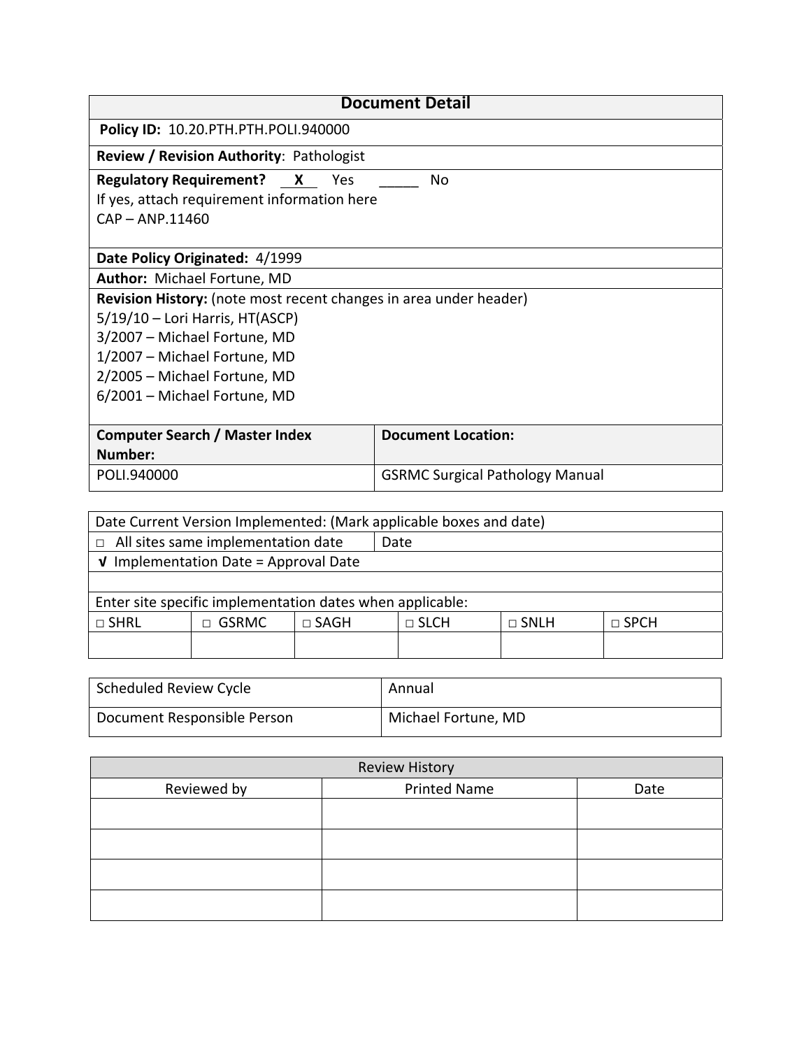| **Document Detail** | |
|---|---|
| **Policy ID:** 10.20.PTH.PTH.POLI.940000 | |
| **Review / Revision Authority**: Pathologist | |
| **Regulatory Requirement?** X Yes _____ No<br>If yes, attach requirement information here<br>CAP – ANP.11460 | |
| **Date Policy Originated:** 4/1999 | |
| **Author:** Michael Fortune, MD | |
| **Revision History:** (note most recent changes in area under header)<br>5/19/10 – Lori Harris, HT(ASCP)<br>3/2007 – Michael Fortune, MD<br>1/2007 – Michael Fortune, MD<br>2/2005 – Michael Fortune, MD<br>6/2001 – Michael Fortune, MD | |
| **Computer Search / Master Index Number:** | **Document Location:** |
| POLI.940000 | GSRMC Surgical Pathology Manual |

| Date Current Version Implemented: (Mark applicable boxes and date) | | | | | |
|---|---|---|---|---|---|
| □ All sites same implementation date | | Date | | | |
| √ Implementation Date = Approval Date | | | | | |
| | | | | | |
| Enter site specific implementation dates when applicable: | | | | | |
| □ SHRL | □ GSRMC | □ SAGH | □ SLCH | □ SNLH | □ SPCH |
| | | | | | |

| | |
|---|---|
| Scheduled Review Cycle | Annual |
| Document Responsible Person | Michael Fortune, MD |

| Review History | | |
|---|---|---|
| Reviewed by | Printed Name | Date |
| | | |
| | | |
| | | |
| | | |